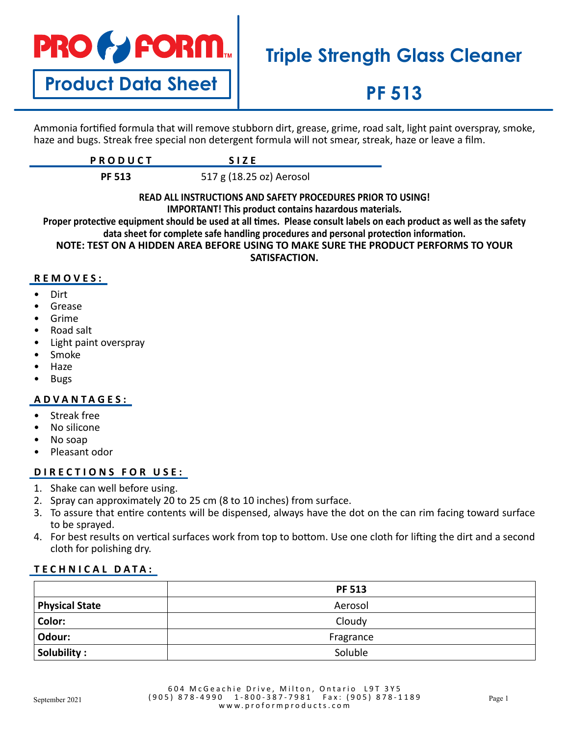# PRO FORM

## Product Data Sheet

# Triple Strength Glass Cleaner

# PF 513

Ammonia fortified formula that will remove stubborn dirt, grease, grime, road salt, light paint overspray, smoke, haze and bugs. Streak free special non detergent formula will not smear, streak, haze or leave a film.

| PRODUCT | SIZE |
|---|---|
| **PF 513** | 517 g (18.25 oz) Aerosol |

**READ ALL INSTRUCTIONS AND SAFETY PROCEDURES PRIOR TO USING!**
**IMPORTANT! This product contains hazardous materials.**
**Proper protective equipment should be used at all times. Please consult labels on each product as well as the safety data sheet for complete safe handling procedures and personal protection information.**
**NOTE: TEST ON A HIDDEN AREA BEFORE USING TO MAKE SURE THE PRODUCT PERFORMS TO YOUR SATISFACTION.**

## REMOVES:

- Dirt
- Grease
- Grime
- Road salt
- Light paint overspray
- Smoke
- Haze
- Bugs

## ADVANTAGES:

- Streak free
- No silicone
- No soap
- Pleasant odor

## DIRECTIONS FOR USE:

1. Shake can well before using.
2. Spray can approximately 20 to 25 cm (8 to 10 inches) from surface.
3. To assure that entire contents will be dispensed, always have the dot on the can rim facing toward surface to be sprayed.
4. For best results on vertical surfaces work from top to bottom. Use one cloth for lifting the dirt and a second cloth for polishing dry.

## TECHNICAL DATA:

| | PF 513 |
|---|---|
| **Physical State** | Aerosol |
| **Color:** | Cloudy |
| **Odour:** | Fragrance |
| **Solubility :** | Soluble |

September 2021

604 McGeachie Drive, Milton, Ontario L9T 3Y5
(905) 878-4990 1-800-387-7981 Fax: (905) 878-1189
www.proformproducts.com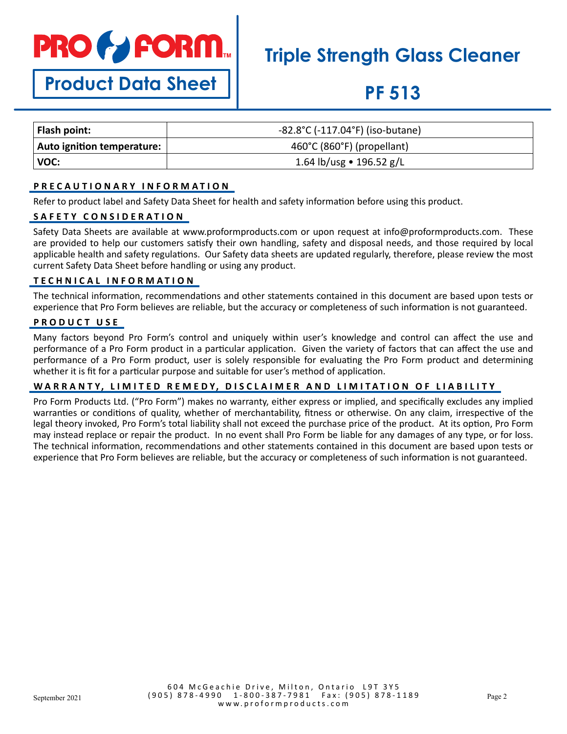# PRO FORM

## Product Data Sheet

# Triple Strength Glass Cleaner

# PF 513

| | |
|---|---|
| **Flash point:** | -82.8°C (-117.04°F) (iso-butane) |
| **Auto ignition temperature:** | 460°C (860°F) (propellant) |
| **VOC:** | 1.64 lb/usg • 196.52 g/L |

### PRECAUTIONARY INFORMATION

Refer to product label and Safety Data Sheet for health and safety information before using this product.

### SAFETY CONSIDERATION

Safety Data Sheets are available at www.proformproducts.com or upon request at info@proformproducts.com. These are provided to help our customers satisfy their own handling, safety and disposal needs, and those required by local applicable health and safety regulations. Our Safety data sheets are updated regularly, therefore, please review the most current Safety Data Sheet before handling or using any product.

### TECHNICAL INFORMATION

The technical information, recommendations and other statements contained in this document are based upon tests or experience that Pro Form believes are reliable, but the accuracy or completeness of such information is not guaranteed.

### PRODUCT USE

Many factors beyond Pro Form's control and uniquely within user's knowledge and control can affect the use and performance of a Pro Form product in a particular application. Given the variety of factors that can affect the use and performance of a Pro Form product, user is solely responsible for evaluating the Pro Form product and determining whether it is fit for a particular purpose and suitable for user's method of application.

### WARRANTY, LIMITED REMEDY, DISCLAIMER AND LIMITATION OF LIABILITY

Pro Form Products Ltd. ("Pro Form") makes no warranty, either express or implied, and specifically excludes any implied warranties or conditions of quality, whether of merchantability, fitness or otherwise. On any claim, irrespective of the legal theory invoked, Pro Form's total liability shall not exceed the purchase price of the product. At its option, Pro Form may instead replace or repair the product. In no event shall Pro Form be liable for any damages of any type, or for loss. The technical information, recommendations and other statements contained in this document are based upon tests or experience that Pro Form believes are reliable, but the accuracy or completeness of such information is not guaranteed.

September 2021

604 McGeachie Drive, Milton, Ontario L9T 3Y5
(905) 878-4990 1-800-387-7981 Fax: (905) 878-1189
www.proformproducts.com